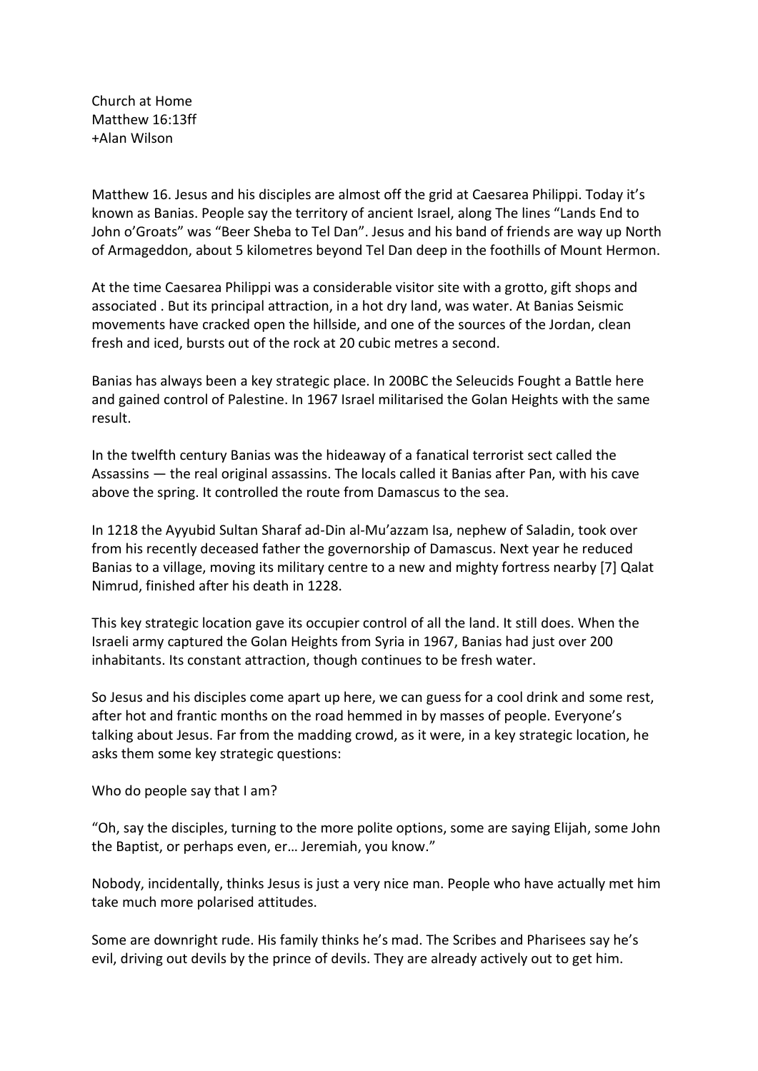Church at Home
Matthew 16:13ff
+Alan Wilson

Matthew 16. Jesus and his disciples are almost off the grid at Caesarea Philippi. Today it's known as Banias. People say the territory of ancient Israel, along The lines "Lands End to John o'Groats" was "Beer Sheba to Tel Dan". Jesus and his band of friends are way up North of Armageddon, about 5 kilometres beyond Tel Dan deep in the foothills of Mount Hermon.

At the time Caesarea Philippi was a considerable visitor site with a grotto, gift shops and associated . But its principal attraction, in a hot dry land, was water. At Banias Seismic movements have cracked open the hillside, and one of the sources of the Jordan, clean fresh and iced, bursts out of the rock at 20 cubic metres a second.

Banias has always been a key strategic place. In 200BC the Seleucids Fought a Battle here and gained control of Palestine. In 1967 Israel militarised the Golan Heights with the same result.

In the twelfth century Banias was the hideaway of a fanatical terrorist sect called the Assassins — the real original assassins. The locals called it Banias after Pan, with his cave above the spring. It controlled the route from Damascus to the sea.

In 1218 the Ayyubid Sultan Sharaf ad-Din al-Mu'azzam Isa, nephew of Saladin, took over from his recently deceased father the governorship of Damascus. Next year he reduced Banias to a village, moving its military centre to a new and mighty fortress nearby [7] Qalat Nimrud, finished after his death in 1228.

This key strategic location gave its occupier control of all the land. It still does. When the Israeli army captured the Golan Heights from Syria in 1967, Banias had just over 200 inhabitants. Its constant attraction, though continues to be fresh water.

So Jesus and his disciples come apart up here, we can guess for a cool drink and some rest, after hot and frantic months on the road hemmed in by masses of people. Everyone's talking about Jesus. Far from the madding crowd, as it were, in a key strategic location, he asks them some key strategic questions:

Who do people say that I am?

"Oh, say the disciples, turning to the more polite options, some are saying Elijah, some John the Baptist, or perhaps even, er… Jeremiah, you know."

Nobody, incidentally, thinks Jesus is just a very nice man. People who have actually met him take much more polarised attitudes.

Some are downright rude. His family thinks he's mad. The Scribes and Pharisees say he's evil, driving out devils by the prince of devils. They are already actively out to get him.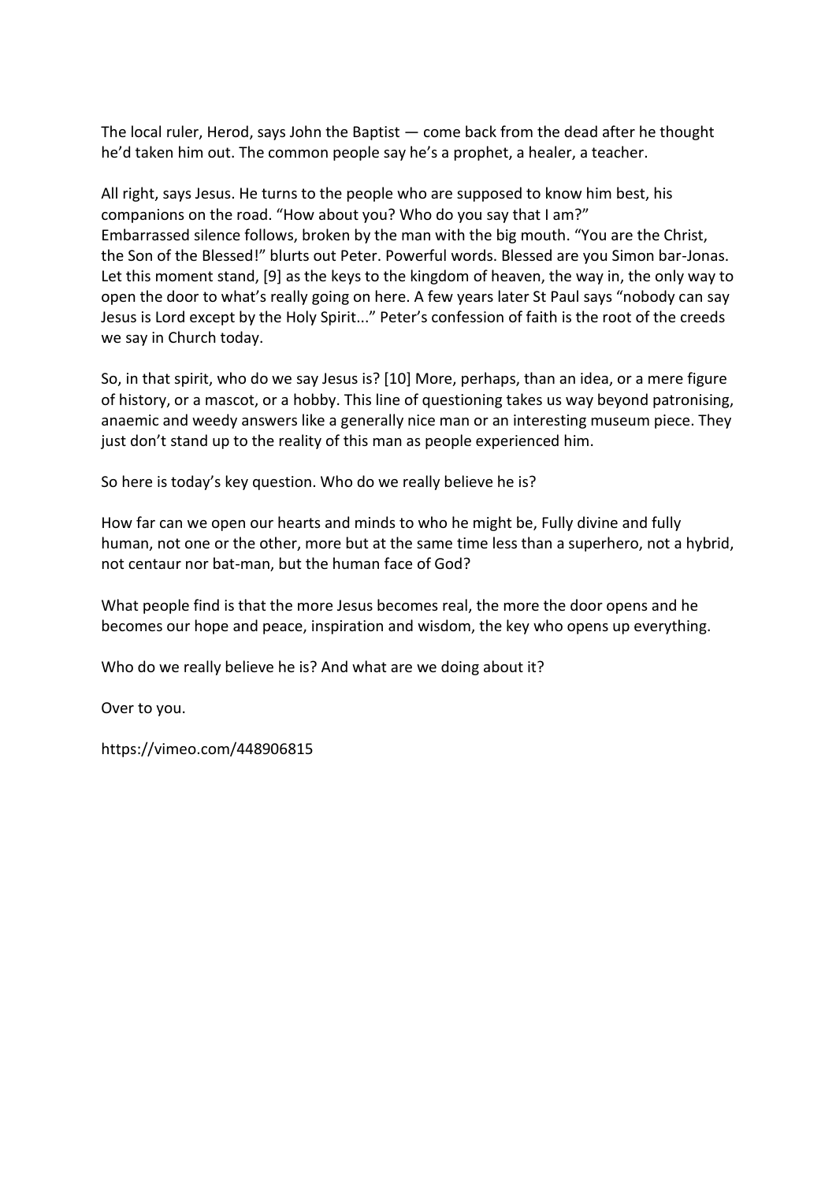The local ruler, Herod, says John the Baptist — come back from the dead after he thought he'd taken him out. The common people say he's a prophet, a healer, a teacher.

All right, says Jesus. He turns to the people who are supposed to know him best, his companions on the road. "How about you? Who do you say that I am?"
Embarrassed silence follows, broken by the man with the big mouth. "You are the Christ, the Son of the Blessed!" blurts out Peter. Powerful words. Blessed are you Simon bar-Jonas. Let this moment stand, [9] as the keys to the kingdom of heaven, the way in, the only way to open the door to what's really going on here. A few years later St Paul says "nobody can say Jesus is Lord except by the Holy Spirit..." Peter's confession of faith is the root of the creeds we say in Church today.

So, in that spirit, who do we say Jesus is? [10] More, perhaps, than an idea, or a mere figure of history, or a mascot, or a hobby. This line of questioning takes us way beyond patronising, anaemic and weedy answers like a generally nice man or an interesting museum piece. They just don't stand up to the reality of this man as people experienced him.

So here is today's key question. Who do we really believe he is?

How far can we open our hearts and minds to who he might be, Fully divine and fully human, not one or the other, more but at the same time less than a superhero, not a hybrid, not centaur nor bat-man, but the human face of God?

What people find is that the more Jesus becomes real, the more the door opens and he becomes our hope and peace, inspiration and wisdom, the key who opens up everything.

Who do we really believe he is? And what are we doing about it?

Over to you.

https://vimeo.com/448906815